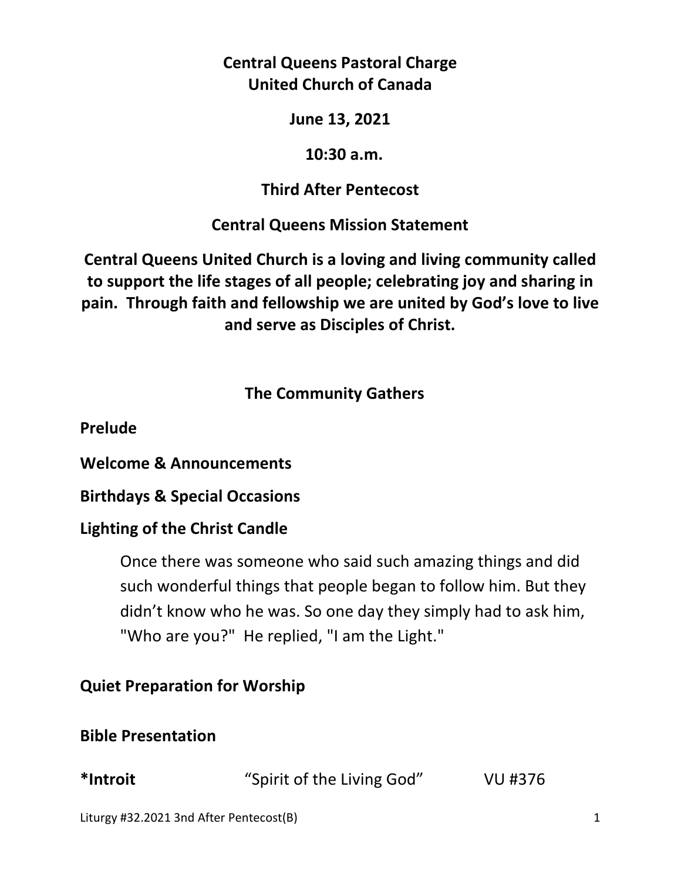**Central Queens Pastoral Charge**
**United Church of Canada**

**June 13, 2021**

**10:30 a.m.**

**Third After Pentecost**

**Central Queens Mission Statement**

**Central Queens United Church is a loving and living community called to support the life stages of all people; celebrating joy and sharing in pain. Through faith and fellowship we are united by God's love to live and serve as Disciples of Christ.**

## The Community Gathers

**Prelude**

**Welcome & Announcements**

**Birthdays & Special Occasions**

**Lighting of the Christ Candle**

Once there was someone who said such amazing things and did such wonderful things that people began to follow him. But they didn't know who he was. So one day they simply had to ask him, "Who are you?" He replied, "I am the Light."

**Quiet Preparation for Worship**

**Bible Presentation**

***Introit** "Spirit of the Living God" VU #376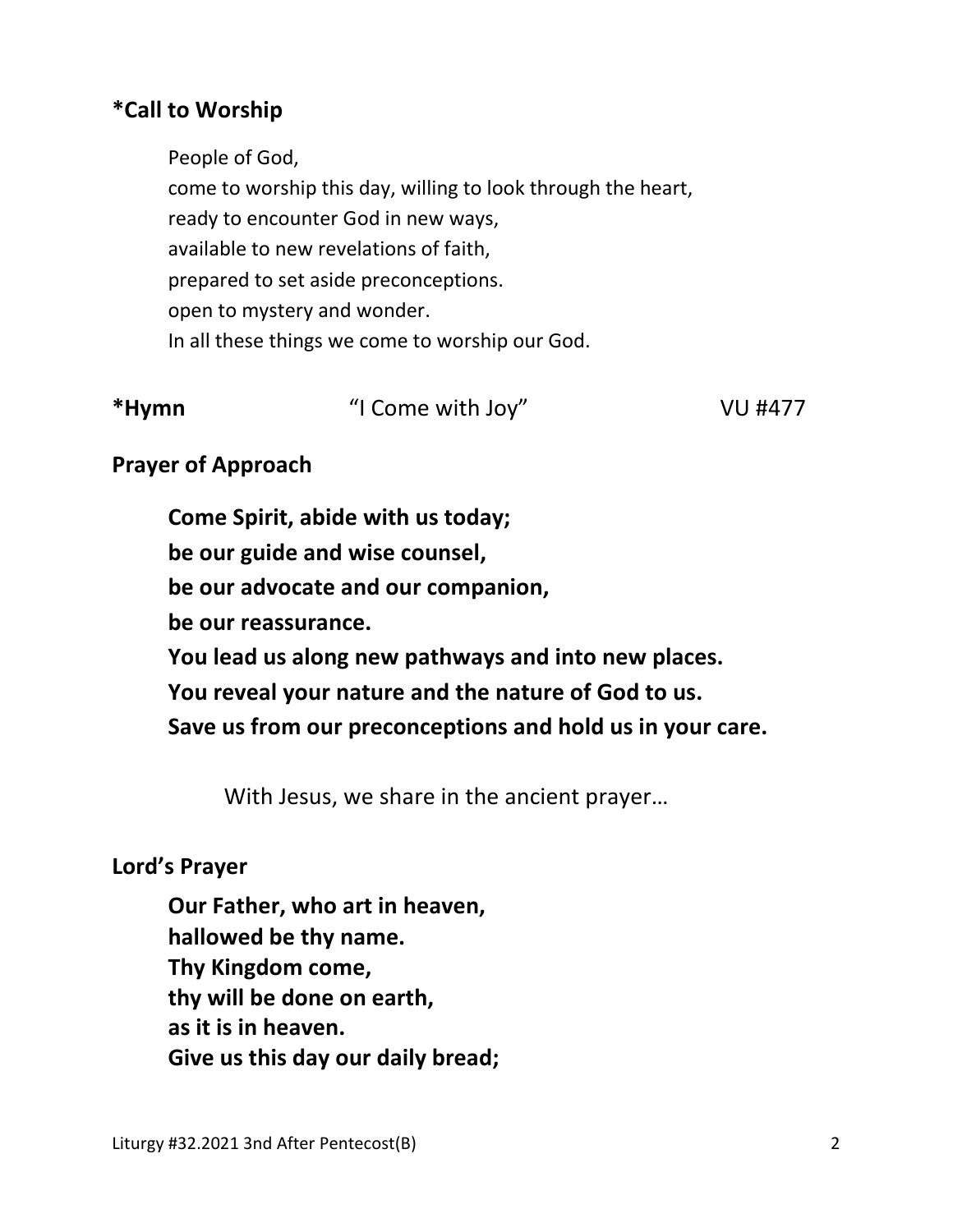**\*Call to Worship**

People of God,
come to worship this day, willing to look through the heart,
ready to encounter God in new ways,
available to new revelations of faith,
prepared to set aside preconceptions.
open to mystery and wonder.
In all these things we come to worship our God.

**\*Hymn** "I Come with Joy" VU #477

**Prayer of Approach**

**Come Spirit, abide with us today;**
**be our guide and wise counsel,**
**be our advocate and our companion,**
**be our reassurance.**
**You lead us along new pathways and into new places.**
**You reveal your nature and the nature of God to us.**
**Save us from our preconceptions and hold us in your care.**

With Jesus, we share in the ancient prayer…

**Lord's Prayer**

**Our Father, who art in heaven,**
**hallowed be thy name.**
**Thy Kingdom come,**
**thy will be done on earth,**
**as it is in heaven.**
**Give us this day our daily bread;**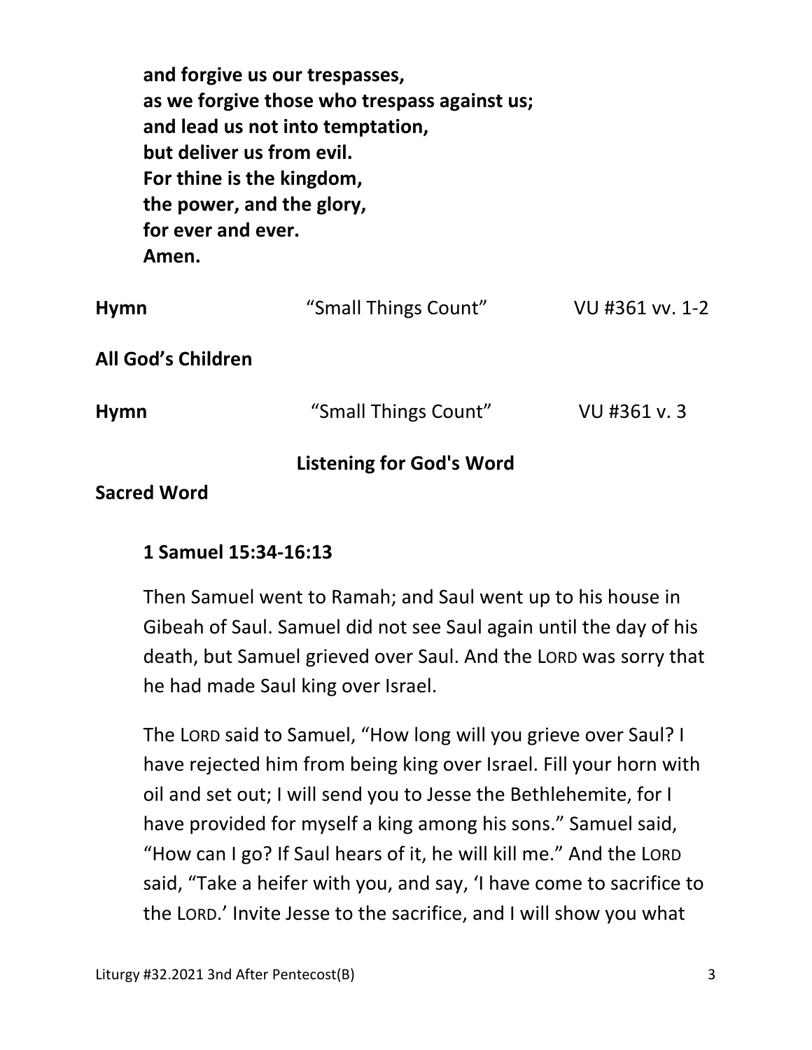**and forgive us our trespasses,**
**as we forgive those who trespass against us;**
**and lead us not into temptation,**
**but deliver us from evil.**
**For thine is the kingdom,**
**the power, and the glory,**
**for ever and ever.**
**Amen.**

**Hymn** "Small Things Count" VU #361 vv. 1-2

**All God's Children**

**Hymn** "Small Things Count" VU #361 v. 3

## Listening for God's Word

**Sacred Word**

**1 Samuel 15:34-16:13**

Then Samuel went to Ramah; and Saul went up to his house in Gibeah of Saul. Samuel did not see Saul again until the day of his death, but Samuel grieved over Saul. And the LORD was sorry that he had made Saul king over Israel.

The LORD said to Samuel, "How long will you grieve over Saul? I have rejected him from being king over Israel. Fill your horn with oil and set out; I will send you to Jesse the Bethlehemite, for I have provided for myself a king among his sons." Samuel said, "How can I go? If Saul hears of it, he will kill me." And the LORD said, "Take a heifer with you, and say, 'I have come to sacrifice to the LORD.' Invite Jesse to the sacrifice, and I will show you what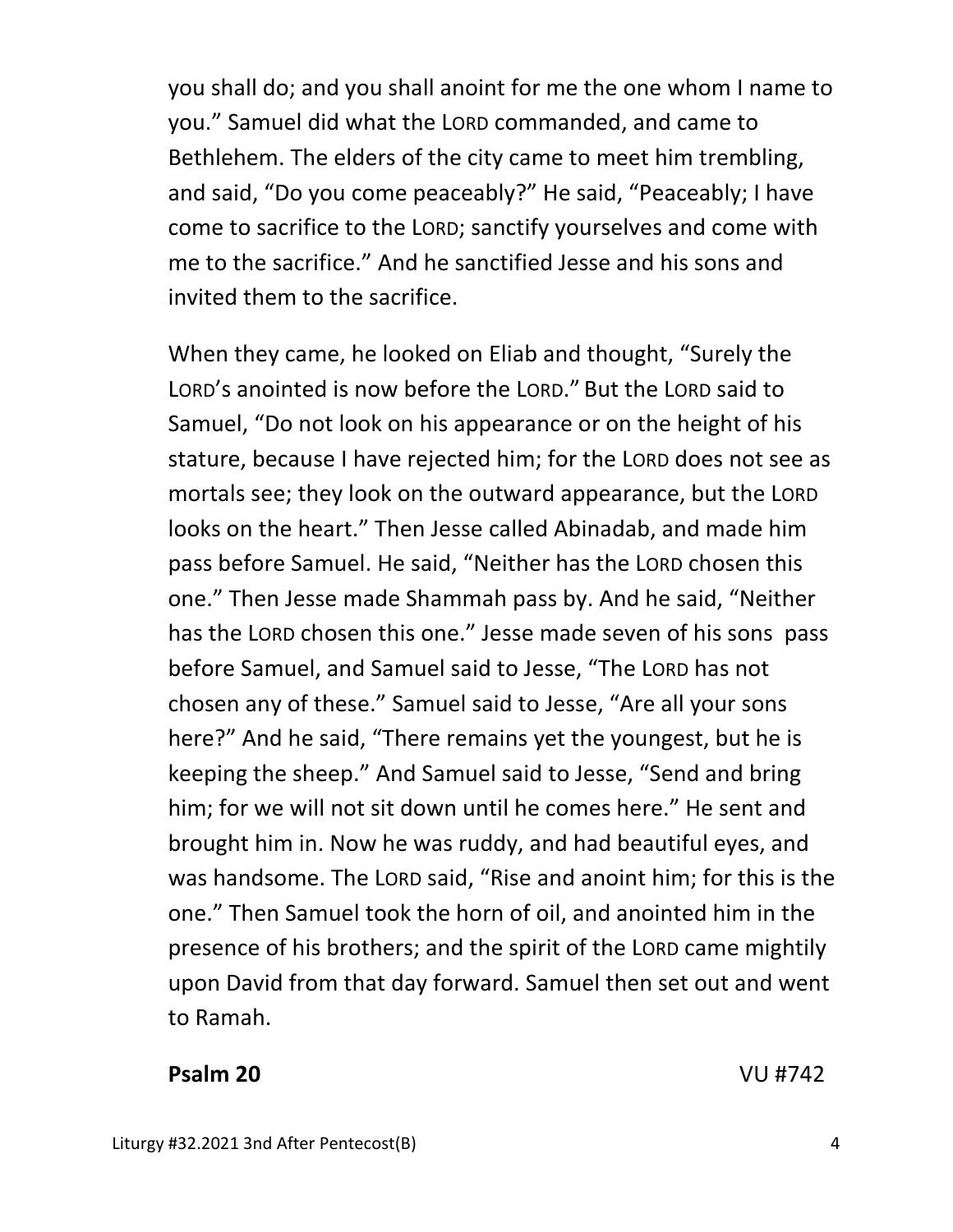you shall do; and you shall anoint for me the one whom I name to you." Samuel did what the LORD commanded, and came to Bethlehem. The elders of the city came to meet him trembling, and said, "Do you come peaceably?" He said, "Peaceably; I have come to sacrifice to the LORD; sanctify yourselves and come with me to the sacrifice." And he sanctified Jesse and his sons and invited them to the sacrifice.

When they came, he looked on Eliab and thought, "Surely the LORD's anointed is now before the LORD." But the LORD said to Samuel, "Do not look on his appearance or on the height of his stature, because I have rejected him; for the LORD does not see as mortals see; they look on the outward appearance, but the LORD looks on the heart." Then Jesse called Abinadab, and made him pass before Samuel. He said, "Neither has the LORD chosen this one." Then Jesse made Shammah pass by. And he said, "Neither has the LORD chosen this one." Jesse made seven of his sons pass before Samuel, and Samuel said to Jesse, "The LORD has not chosen any of these." Samuel said to Jesse, "Are all your sons here?" And he said, "There remains yet the youngest, but he is keeping the sheep." And Samuel said to Jesse, "Send and bring him; for we will not sit down until he comes here." He sent and brought him in. Now he was ruddy, and had beautiful eyes, and was handsome. The LORD said, "Rise and anoint him; for this is the one." Then Samuel took the horn of oil, and anointed him in the presence of his brothers; and the spirit of the LORD came mightily upon David from that day forward. Samuel then set out and went to Ramah.

**Psalm 20** VU #742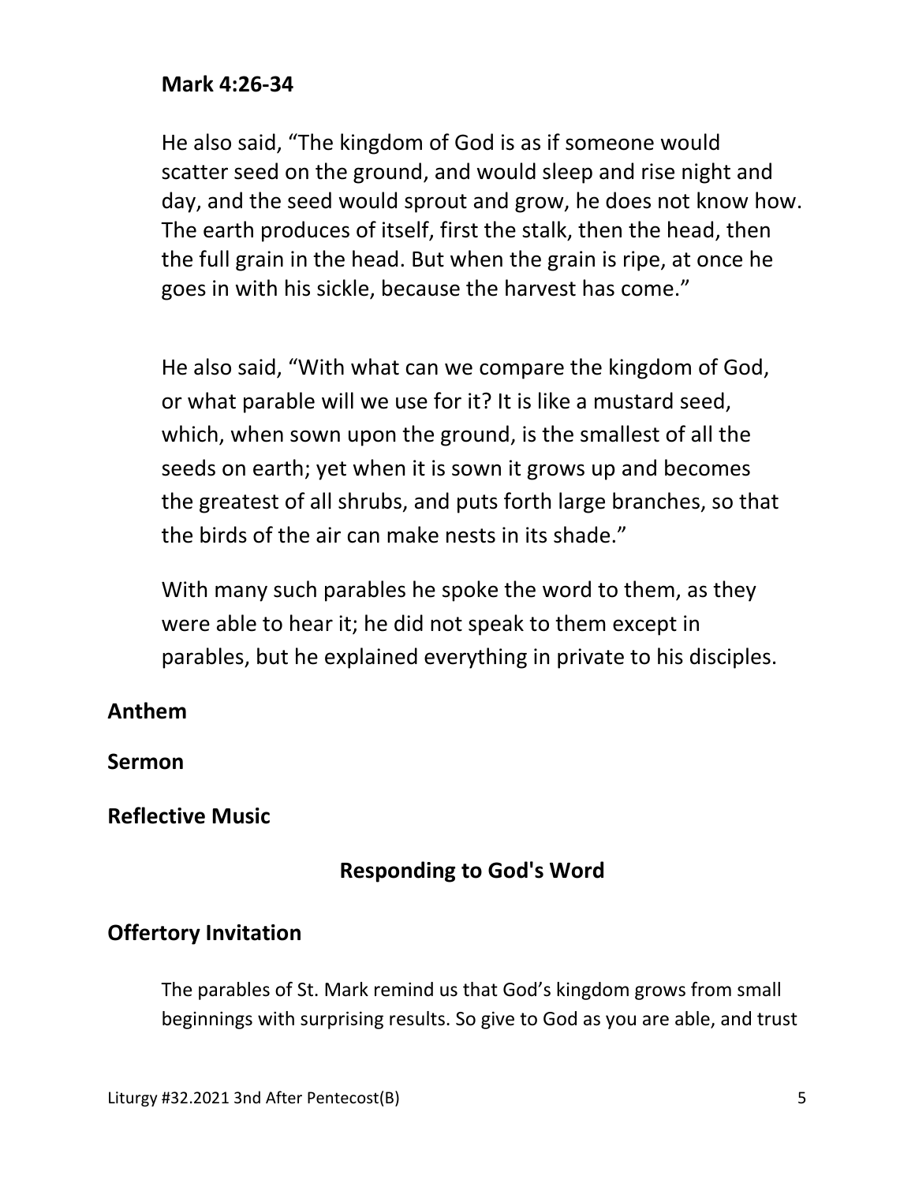**Mark 4:26-34**

He also said, "The kingdom of God is as if someone would scatter seed on the ground, and would sleep and rise night and day, and the seed would sprout and grow, he does not know how. The earth produces of itself, first the stalk, then the head, then the full grain in the head. But when the grain is ripe, at once he goes in with his sickle, because the harvest has come."

He also said, "With what can we compare the kingdom of God, or what parable will we use for it? It is like a mustard seed, which, when sown upon the ground, is the smallest of all the seeds on earth; yet when it is sown it grows up and becomes the greatest of all shrubs, and puts forth large branches, so that the birds of the air can make nests in its shade."

With many such parables he spoke the word to them, as they were able to hear it; he did not speak to them except in parables, but he explained everything in private to his disciples.

**Anthem**

**Sermon**

**Reflective Music**

## Responding to God's Word

**Offertory Invitation**

The parables of St. Mark remind us that God's kingdom grows from small beginnings with surprising results. So give to God as you are able, and trust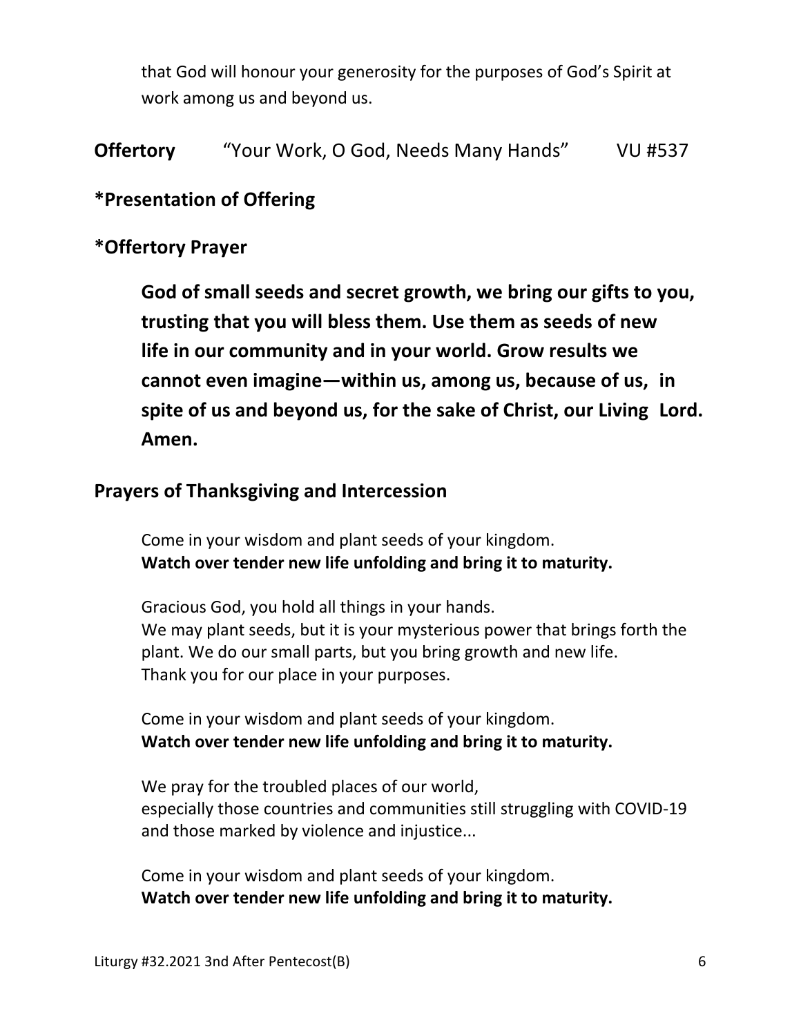that God will honour your generosity for the purposes of God's Spirit at work among us and beyond us.

**Offertory** "Your Work, O God, Needs Many Hands" VU #537

**\*Presentation of Offering**

**\*Offertory Prayer**

**God of small seeds and secret growth, we bring our gifts to you, trusting that you will bless them. Use them as seeds of new life in our community and in your world. Grow results we cannot even imagine—within us, among us, because of us, in spite of us and beyond us, for the sake of Christ, our Living Lord. Amen.**

**Prayers of Thanksgiving and Intercession**

Come in your wisdom and plant seeds of your kingdom.
**Watch over tender new life unfolding and bring it to maturity.**

Gracious God, you hold all things in your hands.
We may plant seeds, but it is your mysterious power that brings forth the plant. We do our small parts, but you bring growth and new life.
Thank you for our place in your purposes.

Come in your wisdom and plant seeds of your kingdom.
**Watch over tender new life unfolding and bring it to maturity.**

We pray for the troubled places of our world,
especially those countries and communities still struggling with COVID-19 and those marked by violence and injustice...

Come in your wisdom and plant seeds of your kingdom.
**Watch over tender new life unfolding and bring it to maturity.**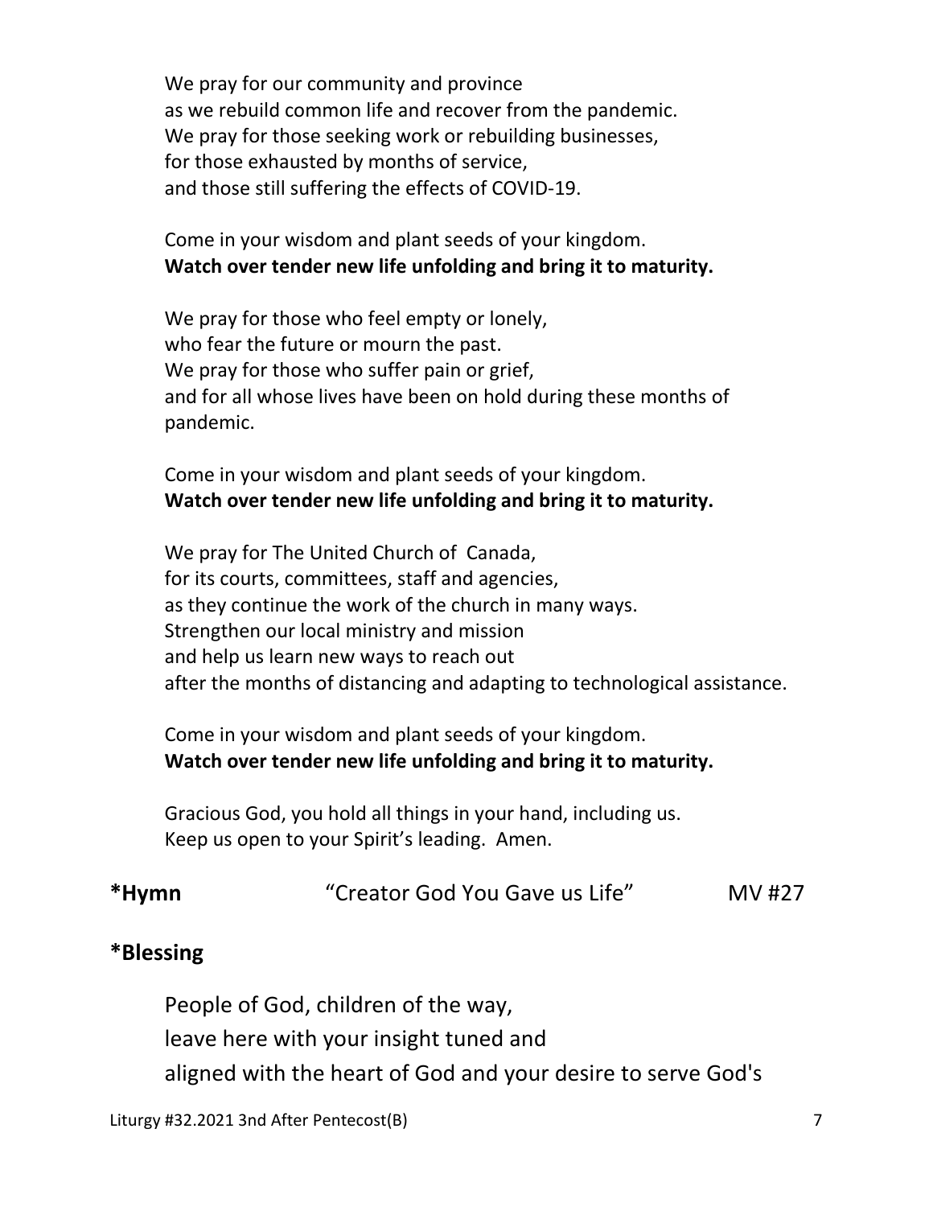We pray for our community and province
as we rebuild common life and recover from the pandemic.
We pray for those seeking work or rebuilding businesses,
for those exhausted by months of service,
and those still suffering the effects of COVID-19.

Come in your wisdom and plant seeds of your kingdom.
**Watch over tender new life unfolding and bring it to maturity.**

We pray for those who feel empty or lonely,
who fear the future or mourn the past.
We pray for those who suffer pain or grief,
and for all whose lives have been on hold during these months of pandemic.

Come in your wisdom and plant seeds of your kingdom.
**Watch over tender new life unfolding and bring it to maturity.**

We pray for The United Church of Canada,
for its courts, committees, staff and agencies,
as they continue the work of the church in many ways.
Strengthen our local ministry and mission
and help us learn new ways to reach out
after the months of distancing and adapting to technological assistance.

Come in your wisdom and plant seeds of your kingdom.
**Watch over tender new life unfolding and bring it to maturity.**

Gracious God, you hold all things in your hand, including us.
Keep us open to your Spirit's leading. Amen.

**\*Hymn** "Creator God You Gave us Life" MV #27

**\*Blessing**

People of God, children of the way,
leave here with your insight tuned and
aligned with the heart of God and your desire to serve God's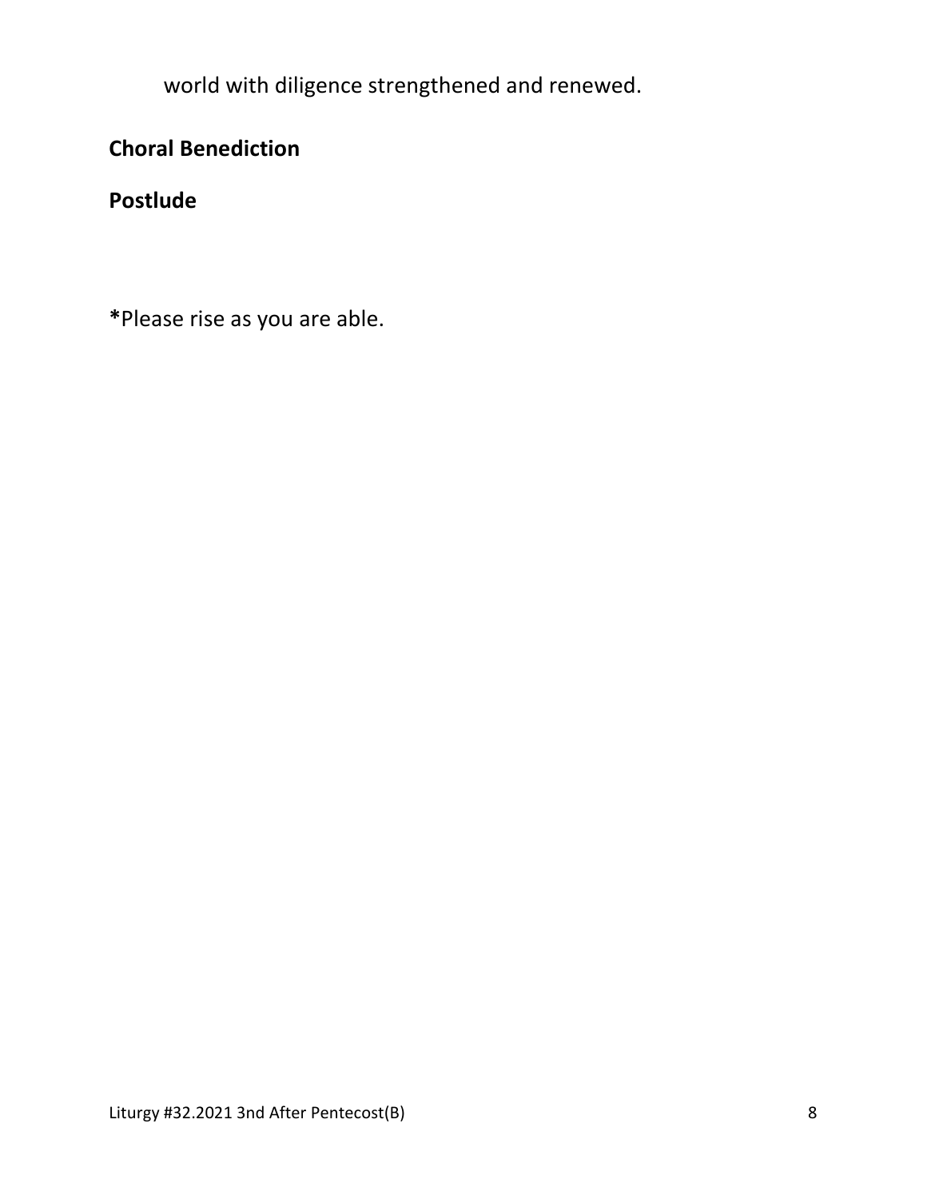world with diligence strengthened and renewed.

**Choral Benediction**

**Postlude**

**\***Please rise as you are able.